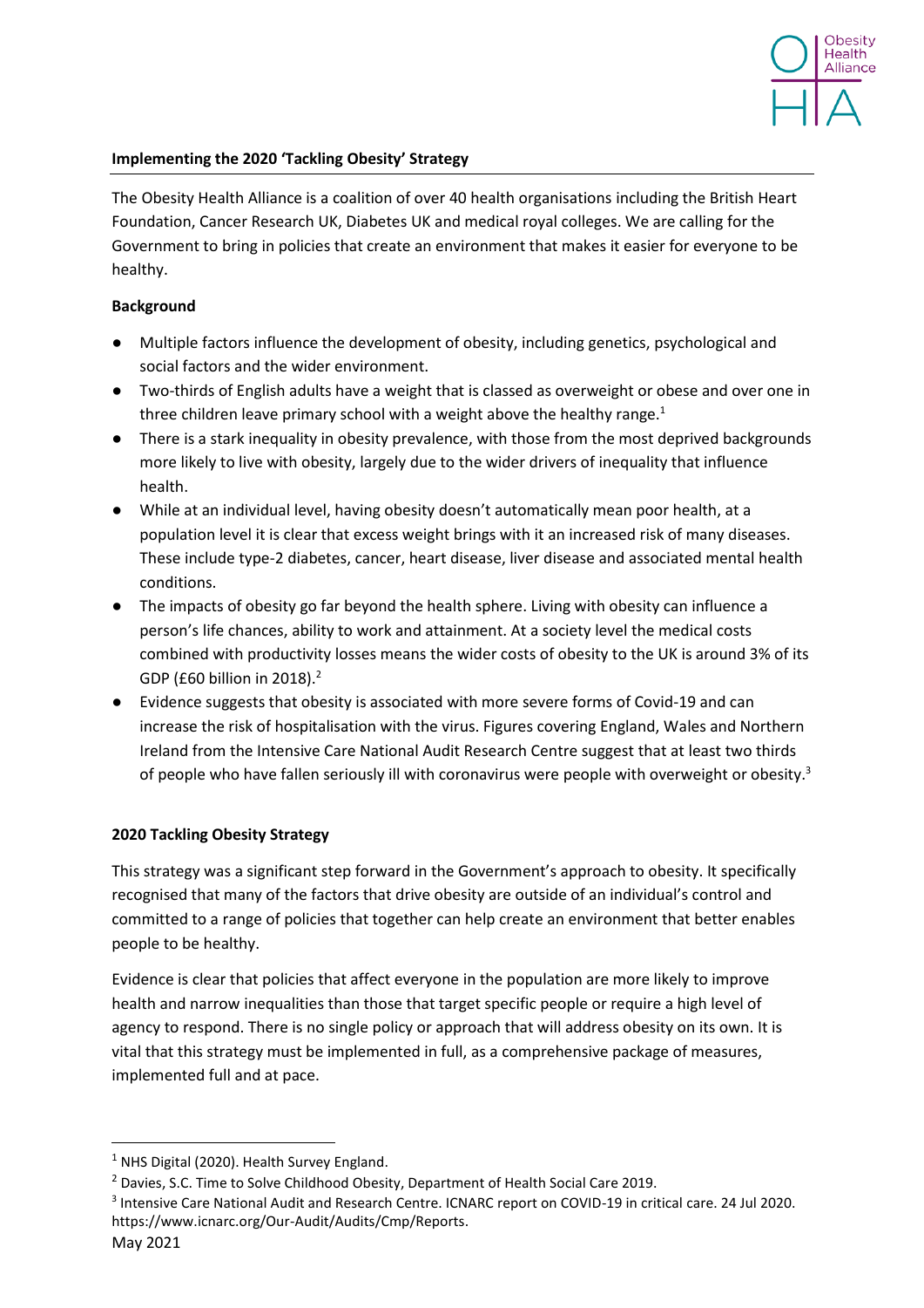## Implementing the 2020 'Tackling Obesity' Strategy

The Obesity Health Alliance is a coalition of over 40 health organisations including the British Heart Foundation, Cancer Research UK, Diabetes UK and medical royal colleges. We are calling for the Government to bring in policies that create an environment that makes it easier for everyone to be healthy.

### Background

- Multiple factors influence the development of obesity, including genetics, psychological and social factors and the wider environment.
- Two-thirds of English adults have a weight that is classed as overweight or obese and over one in three children leave primary school with a weight above the healthy range.[1]
- There is a stark inequality in obesity prevalence, with those from the most deprived backgrounds more likely to live with obesity, largely due to the wider drivers of inequality that influence health.
- While at an individual level, having obesity doesn't automatically mean poor health, at a population level it is clear that excess weight brings with it an increased risk of many diseases. These include type-2 diabetes, cancer, heart disease, liver disease and associated mental health conditions.
- The impacts of obesity go far beyond the health sphere. Living with obesity can influence a person's life chances, ability to work and attainment. At a society level the medical costs combined with productivity losses means the wider costs of obesity to the UK is around 3% of its GDP (£60 billion in 2018).[2]
- Evidence suggests that obesity is associated with more severe forms of Covid-19 and can increase the risk of hospitalisation with the virus. Figures covering England, Wales and Northern Ireland from the Intensive Care National Audit Research Centre suggest that at least two thirds of people who have fallen seriously ill with coronavirus were people with overweight or obesity.[3]

### 2020 Tackling Obesity Strategy

This strategy was a significant step forward in the Government's approach to obesity. It specifically recognised that many of the factors that drive obesity are outside of an individual's control and committed to a range of policies that together can help create an environment that better enables people to be healthy.

Evidence is clear that policies that affect everyone in the population are more likely to improve health and narrow inequalities than those that target specific people or require a high level of agency to respond. There is no single policy or approach that will address obesity on its own. It is vital that this strategy must be implemented in full, as a comprehensive package of measures, implemented full and at pace.

---

[1] NHS Digital (2020). Health Survey England.

[2] Davies, S.C. Time to Solve Childhood Obesity, Department of Health Social Care 2019.

[3] Intensive Care National Audit and Research Centre. ICNARC report on COVID-19 in critical care. 24 Jul 2020. https://www.icnarc.org/Our-Audit/Audits/Cmp/Reports.

May 2021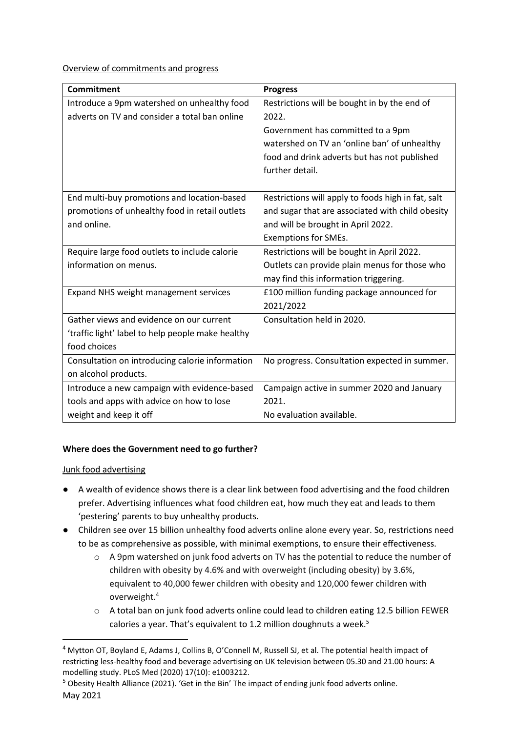Overview of commitments and progress

| Commitment | Progress |
| --- | --- |
| Introduce a 9pm watershed on unhealthy food adverts on TV and consider a total ban online | Restrictions will be bought in by the end of 2022.<br>Government has committed to a 9pm watershed on TV an 'online ban' of unhealthy food and drink adverts but has not published further detail. |
| End multi-buy promotions and location-based promotions of unhealthy food in retail outlets and online. | Restrictions will apply to foods high in fat, salt and sugar that are associated with child obesity and will be brought in April 2022.<br>Exemptions for SMEs. |
| Require large food outlets to include calorie information on menus. | Restrictions will be bought in April 2022.<br>Outlets can provide plain menus for those who may find this information triggering. |
| Expand NHS weight management services | £100 million funding package announced for 2021/2022 |
| Gather views and evidence on our current 'traffic light' label to help people make healthy food choices | Consultation held in 2020. |
| Consultation on introducing calorie information on alcohol products. | No progress. Consultation expected in summer. |
| Introduce a new campaign with evidence-based tools and apps with advice on how to lose weight and keep it off | Campaign active in summer 2020 and January 2021.<br>No evaluation available. |

**Where does the Government need to go further?**

Junk food advertising

- A wealth of evidence shows there is a clear link between food advertising and the food children prefer. Advertising influences what food children eat, how much they eat and leads to them 'pestering' parents to buy unhealthy products.
- Children see over 15 billion unhealthy food adverts online alone every year. So, restrictions need to be as comprehensive as possible, with minimal exemptions, to ensure their effectiveness.
  - A 9pm watershed on junk food adverts on TV has the potential to reduce the number of children with obesity by 4.6% and with overweight (including obesity) by 3.6%, equivalent to 40,000 fewer children with obesity and 120,000 fewer children with overweight.[4]
  - A total ban on junk food adverts online could lead to children eating 12.5 billion FEWER calories a year. That's equivalent to 1.2 million doughnuts a week.[5]

[4] Mytton OT, Boyland E, Adams J, Collins B, O'Connell M, Russell SJ, et al. The potential health impact of restricting less-healthy food and beverage advertising on UK television between 05.30 and 21.00 hours: A modelling study. PLoS Med (2020) 17(10): e1003212.

[5] Obesity Health Alliance (2021). 'Get in the Bin' The impact of ending junk food adverts online.

May 2021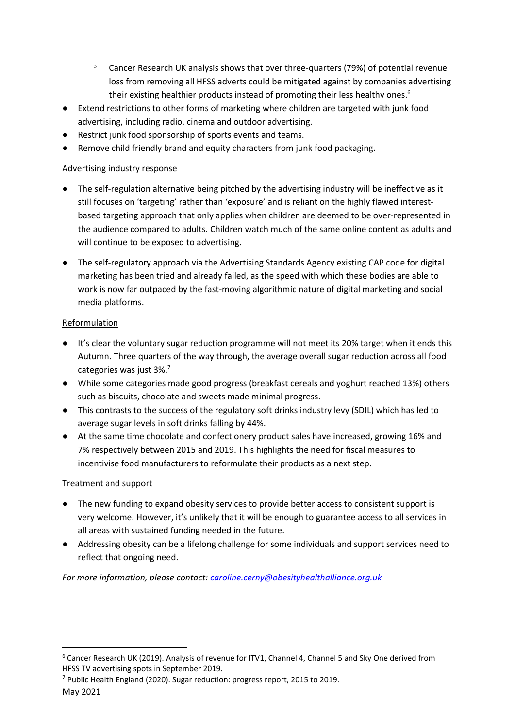- Cancer Research UK analysis shows that over three-quarters (79%) of potential revenue loss from removing all HFSS adverts could be mitigated against by companies advertising their existing healthier products instead of promoting their less healthy ones.[6]
- Extend restrictions to other forms of marketing where children are targeted with junk food advertising, including radio, cinema and outdoor advertising.
- Restrict junk food sponsorship of sports events and teams.
- Remove child friendly brand and equity characters from junk food packaging.

<u>Advertising industry response</u>

- The self-regulation alternative being pitched by the advertising industry will be ineffective as it still focuses on 'targeting' rather than 'exposure' and is reliant on the highly flawed interest-based targeting approach that only applies when children are deemed to be over-represented in the audience compared to adults. Children watch much of the same online content as adults and will continue to be exposed to advertising.

- The self-regulatory approach via the Advertising Standards Agency existing CAP code for digital marketing has been tried and already failed, as the speed with which these bodies are able to work is now far outpaced by the fast-moving algorithmic nature of digital marketing and social media platforms.

<u>Reformulation</u>

- It's clear the voluntary sugar reduction programme will not meet its 20% target when it ends this Autumn. Three quarters of the way through, the average overall sugar reduction across all food categories was just 3%.[7]
- While some categories made good progress (breakfast cereals and yoghurt reached 13%) others such as biscuits, chocolate and sweets made minimal progress.
- This contrasts to the success of the regulatory soft drinks industry levy (SDIL) which has led to average sugar levels in soft drinks falling by 44%.
- At the same time chocolate and confectionery product sales have increased, growing 16% and 7% respectively between 2015 and 2019. This highlights the need for fiscal measures to incentivise food manufacturers to reformulate their products as a next step.

<u>Treatment and support</u>

- The new funding to expand obesity services to provide better access to consistent support is very welcome. However, it's unlikely that it will be enough to guarantee access to all services in all areas with sustained funding needed in the future.
- Addressing obesity can be a lifelong challenge for some individuals and support services need to reflect that ongoing need.

*For more information, please contact: caroline.cerny@obesityhealthalliance.org.uk*

---

[6] Cancer Research UK (2019). Analysis of revenue for ITV1, Channel 4, Channel 5 and Sky One derived from HFSS TV advertising spots in September 2019.

[7] Public Health England (2020). Sugar reduction: progress report, 2015 to 2019.

May 2021